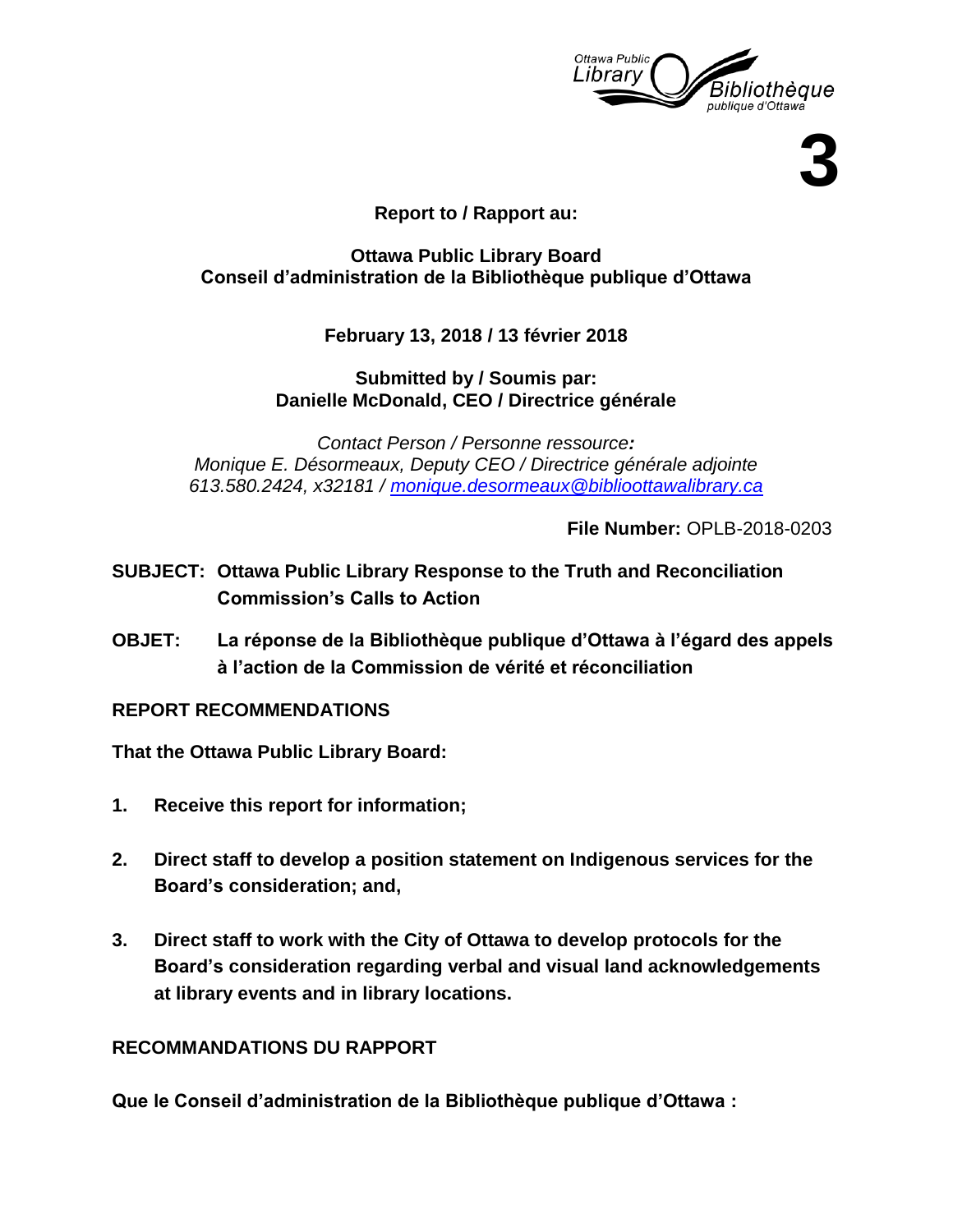**3**

**Report to / Rapport au:**

**Ottawa Public Library Board**
**Conseil d'administration de la Bibliothèque publique d'Ottawa**

**February 13, 2018 / 13 février 2018**

**Submitted by / Soumis par:**
**Danielle McDonald, CEO / Directrice générale**

*Contact Person / Personne ressource:*
*Monique E. Désormeaux, Deputy CEO / Directrice générale adjointe*
*613.580.2424, x32181 / monique.desormeaux@biblioottawalibrary.ca*

**File Number:** OPLB-2018-0203

**SUBJECT: Ottawa Public Library Response to the Truth and Reconciliation Commission's Calls to Action**

**OBJET: La réponse de la Bibliothèque publique d'Ottawa à l'égard des appels à l'action de la Commission de vérité et réconciliation**

**REPORT RECOMMENDATIONS**

**That the Ottawa Public Library Board:**

1. **Receive this report for information;**

2. **Direct staff to develop a position statement on Indigenous services for the Board's consideration; and,**

3. **Direct staff to work with the City of Ottawa to develop protocols for the Board's consideration regarding verbal and visual land acknowledgements at library events and in library locations.**

**RECOMMANDATIONS DU RAPPORT**

**Que le Conseil d'administration de la Bibliothèque publique d'Ottawa :**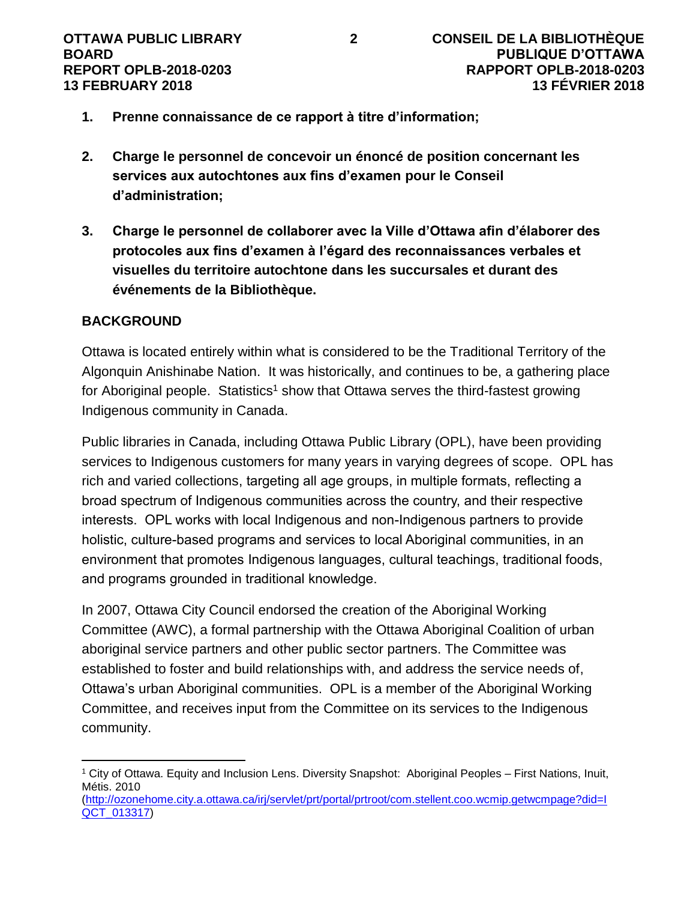1. **Prenne connaissance de ce rapport à titre d'information;**

2. **Charge le personnel de concevoir un énoncé de position concernant les services aux autochtones aux fins d'examen pour le Conseil d'administration;**

3. **Charge le personnel de collaborer avec la Ville d'Ottawa afin d'élaborer des protocoles aux fins d'examen à l'égard des reconnaissances verbales et visuelles du territoire autochtone dans les succursales et durant des événements de la Bibliothèque.**

## BACKGROUND

Ottawa is located entirely within what is considered to be the Traditional Territory of the Algonquin Anishinabe Nation. It was historically, and continues to be, a gathering place for Aboriginal people. Statistics[1] show that Ottawa serves the third-fastest growing Indigenous community in Canada.

Public libraries in Canada, including Ottawa Public Library (OPL), have been providing services to Indigenous customers for many years in varying degrees of scope. OPL has rich and varied collections, targeting all age groups, in multiple formats, reflecting a broad spectrum of Indigenous communities across the country, and their respective interests. OPL works with local Indigenous and non-Indigenous partners to provide holistic, culture-based programs and services to local Aboriginal communities, in an environment that promotes Indigenous languages, cultural teachings, traditional foods, and programs grounded in traditional knowledge.

In 2007, Ottawa City Council endorsed the creation of the Aboriginal Working Committee (AWC), a formal partnership with the Ottawa Aboriginal Coalition of urban aboriginal service partners and other public sector partners. The Committee was established to foster and build relationships with, and address the service needs of, Ottawa's urban Aboriginal communities. OPL is a member of the Aboriginal Working Committee, and receives input from the Committee on its services to the Indigenous community.

---

[1] City of Ottawa. Equity and Inclusion Lens. Diversity Snapshot: Aboriginal Peoples – First Nations, Inuit, Métis. 2010 (http://ozonehome.city.a.ottawa.ca/irj/servlet/prt/portal/prtroot/com.stellent.coo.wcmip.getwcmpage?did=IQCT_013317)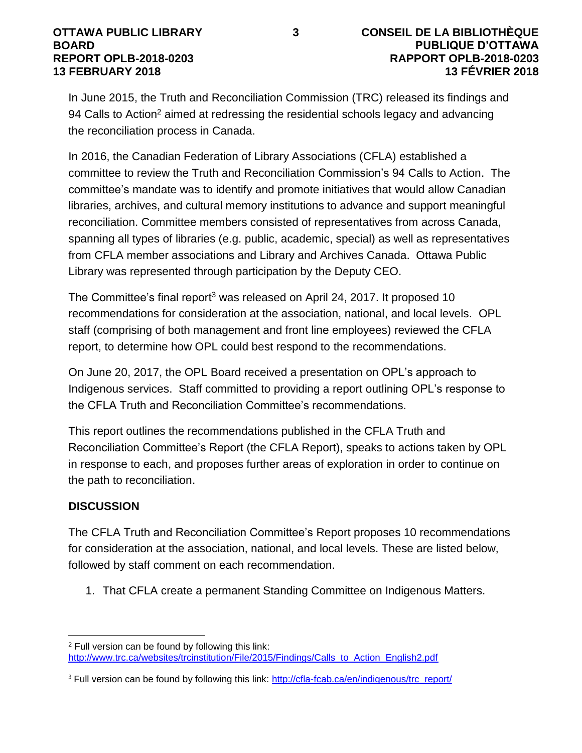In June 2015, the Truth and Reconciliation Commission (TRC) released its findings and 94 Calls to Action[2] aimed at redressing the residential schools legacy and advancing the reconciliation process in Canada.

In 2016, the Canadian Federation of Library Associations (CFLA) established a committee to review the Truth and Reconciliation Commission's 94 Calls to Action. The committee's mandate was to identify and promote initiatives that would allow Canadian libraries, archives, and cultural memory institutions to advance and support meaningful reconciliation. Committee members consisted of representatives from across Canada, spanning all types of libraries (e.g. public, academic, special) as well as representatives from CFLA member associations and Library and Archives Canada. Ottawa Public Library was represented through participation by the Deputy CEO.

The Committee's final report[3] was released on April 24, 2017. It proposed 10 recommendations for consideration at the association, national, and local levels. OPL staff (comprising of both management and front line employees) reviewed the CFLA report, to determine how OPL could best respond to the recommendations.

On June 20, 2017, the OPL Board received a presentation on OPL's approach to Indigenous services. Staff committed to providing a report outlining OPL's response to the CFLA Truth and Reconciliation Committee's recommendations.

This report outlines the recommendations published in the CFLA Truth and Reconciliation Committee's Report (the CFLA Report), speaks to actions taken by OPL in response to each, and proposes further areas of exploration in order to continue on the path to reconciliation.

## DISCUSSION

The CFLA Truth and Reconciliation Committee's Report proposes 10 recommendations for consideration at the association, national, and local levels. These are listed below, followed by staff comment on each recommendation.

1. That CFLA create a permanent Standing Committee on Indigenous Matters.

---

[2] Full version can be found by following this link: http://www.trc.ca/websites/trcinstitution/File/2015/Findings/Calls_to_Action_English2.pdf

[3] Full version can be found by following this link: http://cfla-fcab.ca/en/indigenous/trc_report/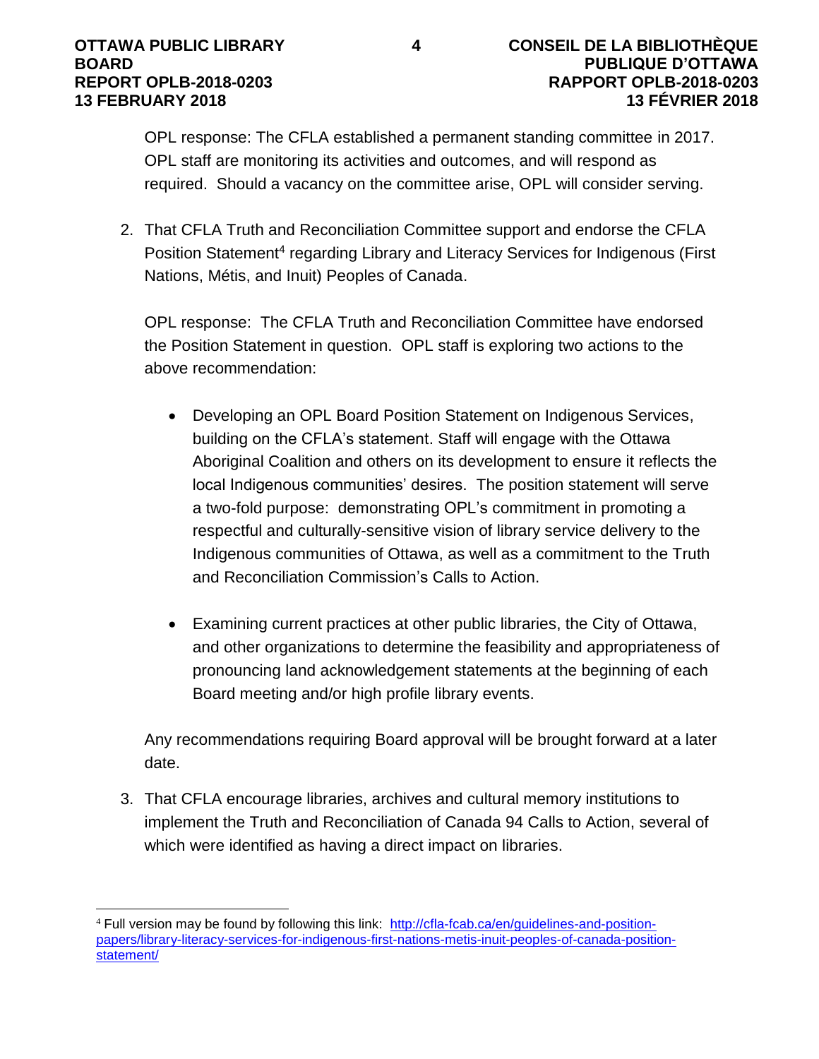OPL response: The CFLA established a permanent standing committee in 2017. OPL staff are monitoring its activities and outcomes, and will respond as required. Should a vacancy on the committee arise, OPL will consider serving.

2. That CFLA Truth and Reconciliation Committee support and endorse the CFLA Position Statement[4] regarding Library and Literacy Services for Indigenous (First Nations, Métis, and Inuit) Peoples of Canada.

   OPL response: The CFLA Truth and Reconciliation Committee have endorsed the Position Statement in question. OPL staff is exploring two actions to the above recommendation:

   - Developing an OPL Board Position Statement on Indigenous Services, building on the CFLA's statement. Staff will engage with the Ottawa Aboriginal Coalition and others on its development to ensure it reflects the local Indigenous communities' desires. The position statement will serve a two-fold purpose: demonstrating OPL's commitment in promoting a respectful and culturally-sensitive vision of library service delivery to the Indigenous communities of Ottawa, as well as a commitment to the Truth and Reconciliation Commission's Calls to Action.

   - Examining current practices at other public libraries, the City of Ottawa, and other organizations to determine the feasibility and appropriateness of pronouncing land acknowledgement statements at the beginning of each Board meeting and/or high profile library events.

   Any recommendations requiring Board approval will be brought forward at a later date.

3. That CFLA encourage libraries, archives and cultural memory institutions to implement the Truth and Reconciliation of Canada 94 Calls to Action, several of which were identified as having a direct impact on libraries.

---

[4] Full version may be found by following this link: http://cfla-fcab.ca/en/guidelines-and-position-papers/library-literacy-services-for-indigenous-first-nations-metis-inuit-peoples-of-canada-position-statement/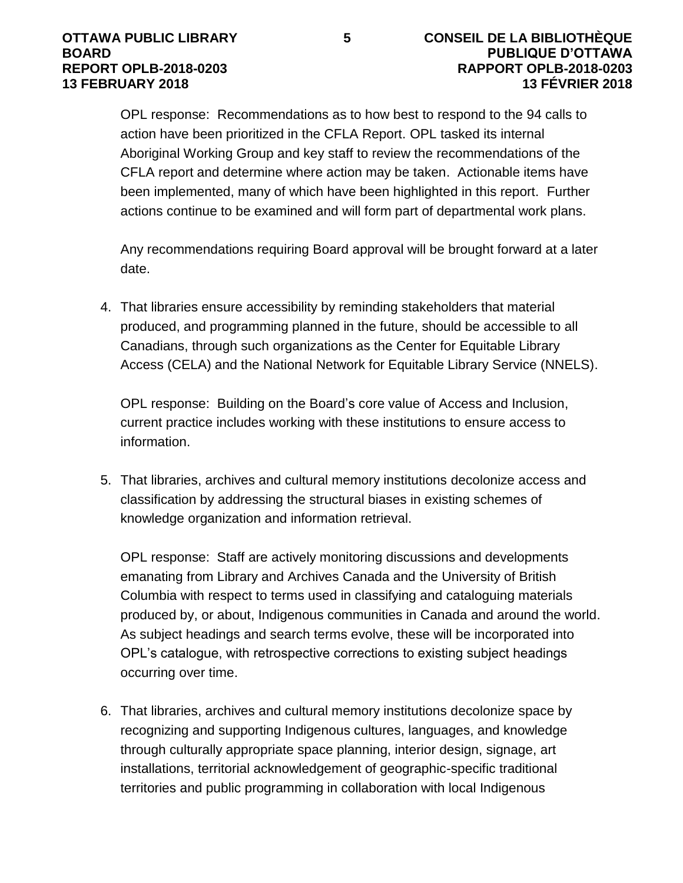OPL response: Recommendations as to how best to respond to the 94 calls to action have been prioritized in the CFLA Report. OPL tasked its internal Aboriginal Working Group and key staff to review the recommendations of the CFLA report and determine where action may be taken. Actionable items have been implemented, many of which have been highlighted in this report. Further actions continue to be examined and will form part of departmental work plans.

Any recommendations requiring Board approval will be brought forward at a later date.

4. That libraries ensure accessibility by reminding stakeholders that material produced, and programming planned in the future, should be accessible to all Canadians, through such organizations as the Center for Equitable Library Access (CELA) and the National Network for Equitable Library Service (NNELS).

   OPL response: Building on the Board's core value of Access and Inclusion, current practice includes working with these institutions to ensure access to information.

5. That libraries, archives and cultural memory institutions decolonize access and classification by addressing the structural biases in existing schemes of knowledge organization and information retrieval.

   OPL response: Staff are actively monitoring discussions and developments emanating from Library and Archives Canada and the University of British Columbia with respect to terms used in classifying and cataloguing materials produced by, or about, Indigenous communities in Canada and around the world. As subject headings and search terms evolve, these will be incorporated into OPL's catalogue, with retrospective corrections to existing subject headings occurring over time.

6. That libraries, archives and cultural memory institutions decolonize space by recognizing and supporting Indigenous cultures, languages, and knowledge through culturally appropriate space planning, interior design, signage, art installations, territorial acknowledgement of geographic-specific traditional territories and public programming in collaboration with local Indigenous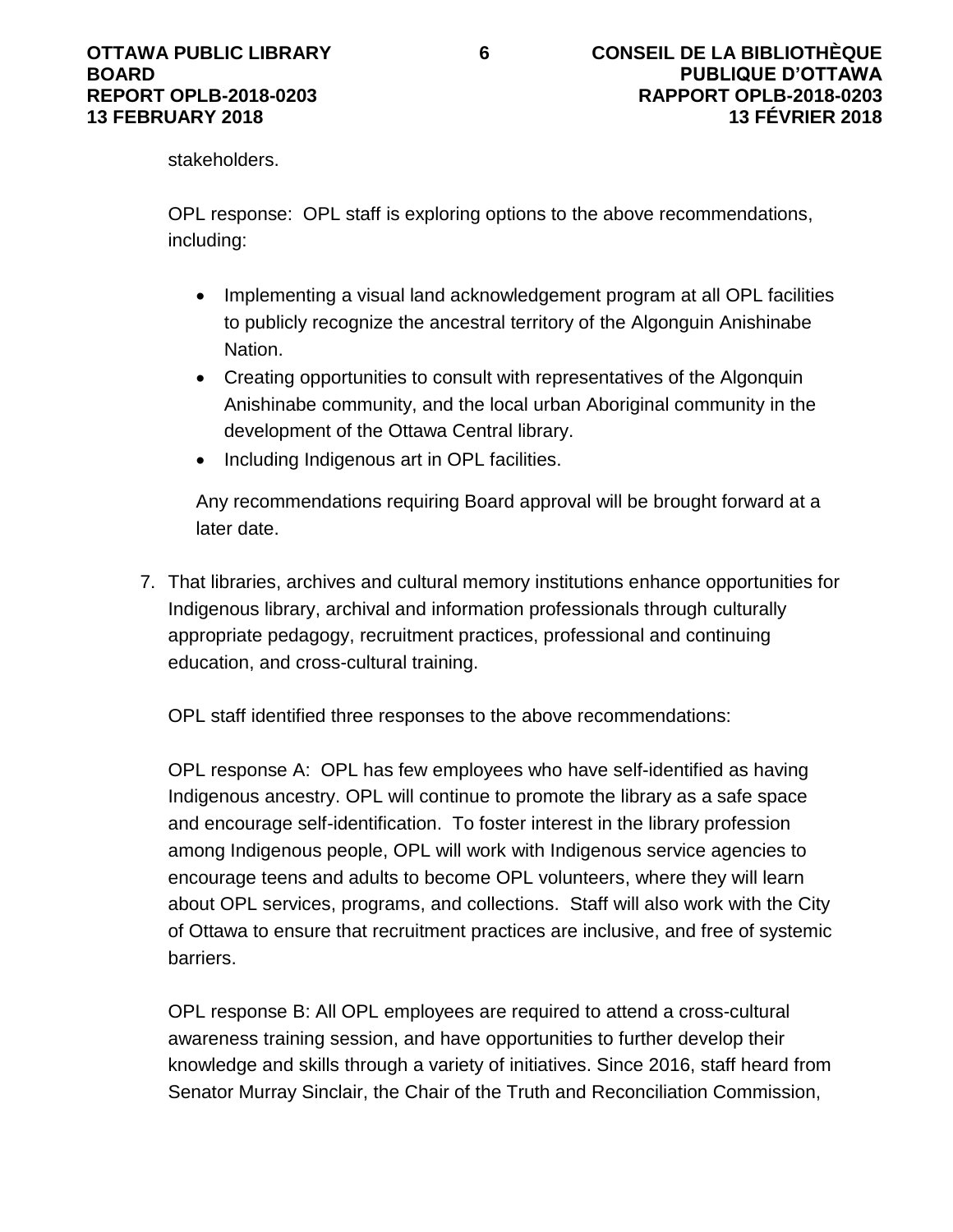stakeholders.

OPL response: OPL staff is exploring options to the above recommendations, including:

- Implementing a visual land acknowledgement program at all OPL facilities to publicly recognize the ancestral territory of the Algonguin Anishinabe Nation.
- Creating opportunities to consult with representatives of the Algonquin Anishinabe community, and the local urban Aboriginal community in the development of the Ottawa Central library.
- Including Indigenous art in OPL facilities.

Any recommendations requiring Board approval will be brought forward at a later date.

7. That libraries, archives and cultural memory institutions enhance opportunities for Indigenous library, archival and information professionals through culturally appropriate pedagogy, recruitment practices, professional and continuing education, and cross-cultural training.

   OPL staff identified three responses to the above recommendations:

   OPL response A: OPL has few employees who have self-identified as having Indigenous ancestry. OPL will continue to promote the library as a safe space and encourage self-identification. To foster interest in the library profession among Indigenous people, OPL will work with Indigenous service agencies to encourage teens and adults to become OPL volunteers, where they will learn about OPL services, programs, and collections. Staff will also work with the City of Ottawa to ensure that recruitment practices are inclusive, and free of systemic barriers.

   OPL response B: All OPL employees are required to attend a cross-cultural awareness training session, and have opportunities to further develop their knowledge and skills through a variety of initiatives. Since 2016, staff heard from Senator Murray Sinclair, the Chair of the Truth and Reconciliation Commission,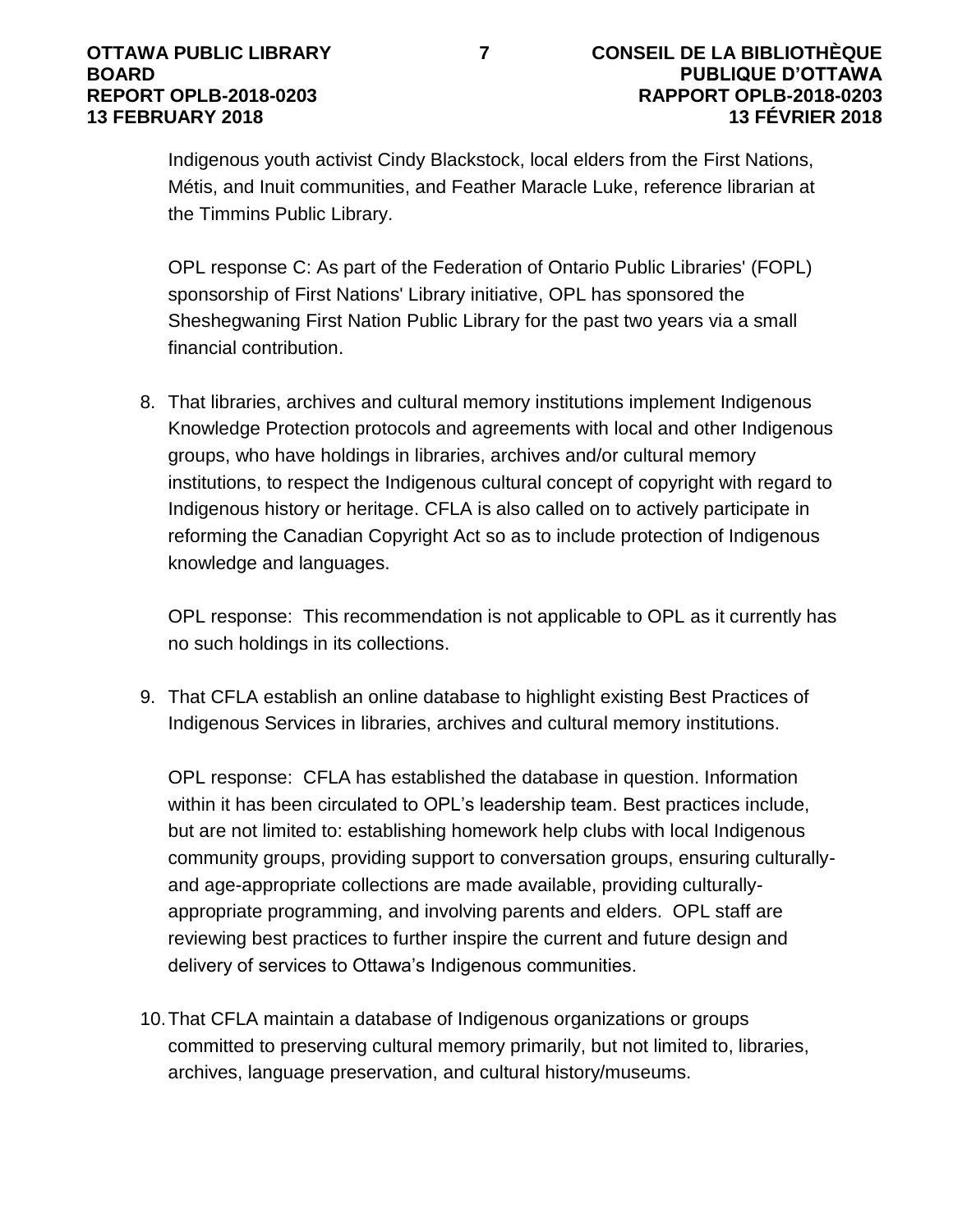Indigenous youth activist Cindy Blackstock, local elders from the First Nations, Métis, and Inuit communities, and Feather Maracle Luke, reference librarian at the Timmins Public Library.

OPL response C: As part of the Federation of Ontario Public Libraries' (FOPL) sponsorship of First Nations' Library initiative, OPL has sponsored the Sheshegwaning First Nation Public Library for the past two years via a small financial contribution.

8. That libraries, archives and cultural memory institutions implement Indigenous Knowledge Protection protocols and agreements with local and other Indigenous groups, who have holdings in libraries, archives and/or cultural memory institutions, to respect the Indigenous cultural concept of copyright with regard to Indigenous history or heritage. CFLA is also called on to actively participate in reforming the Canadian Copyright Act so as to include protection of Indigenous knowledge and languages.

   OPL response: This recommendation is not applicable to OPL as it currently has no such holdings in its collections.

9. That CFLA establish an online database to highlight existing Best Practices of Indigenous Services in libraries, archives and cultural memory institutions.

   OPL response: CFLA has established the database in question. Information within it has been circulated to OPL's leadership team. Best practices include, but are not limited to: establishing homework help clubs with local Indigenous community groups, providing support to conversation groups, ensuring culturally- and age-appropriate collections are made available, providing culturally-appropriate programming, and involving parents and elders. OPL staff are reviewing best practices to further inspire the current and future design and delivery of services to Ottawa's Indigenous communities.

10. That CFLA maintain a database of Indigenous organizations or groups committed to preserving cultural memory primarily, but not limited to, libraries, archives, language preservation, and cultural history/museums.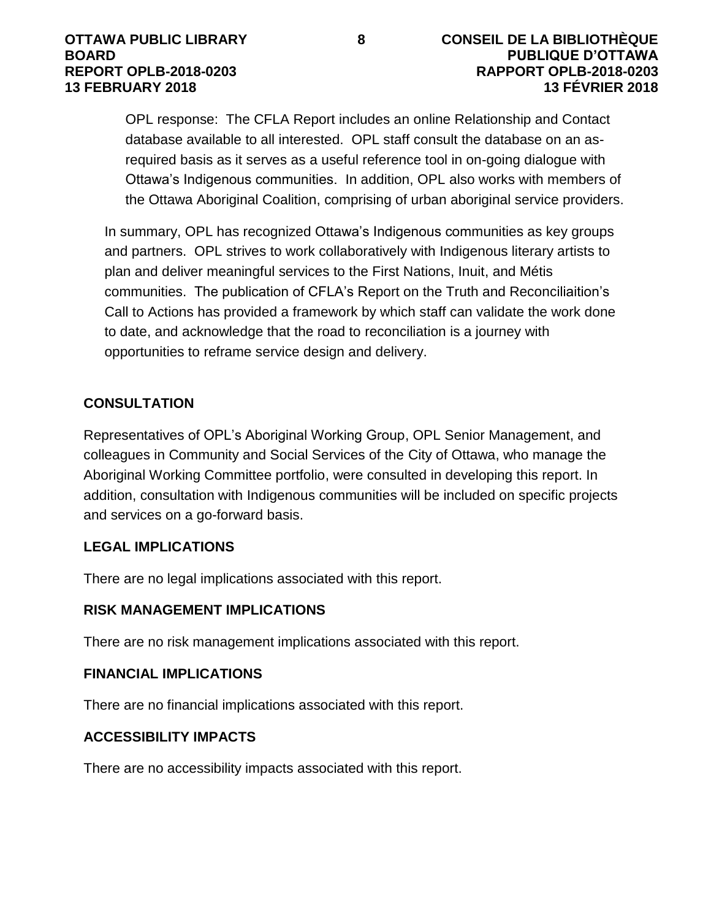OPL response: The CFLA Report includes an online Relationship and Contact database available to all interested. OPL staff consult the database on an as-required basis as it serves as a useful reference tool in on-going dialogue with Ottawa's Indigenous communities. In addition, OPL also works with members of the Ottawa Aboriginal Coalition, comprising of urban aboriginal service providers.

In summary, OPL has recognized Ottawa's Indigenous communities as key groups and partners. OPL strives to work collaboratively with Indigenous literary artists to plan and deliver meaningful services to the First Nations, Inuit, and Métis communities. The publication of CFLA's Report on the Truth and Reconciliaition's Call to Actions has provided a framework by which staff can validate the work done to date, and acknowledge that the road to reconciliation is a journey with opportunities to reframe service design and delivery.

## CONSULTATION

Representatives of OPL's Aboriginal Working Group, OPL Senior Management, and colleagues in Community and Social Services of the City of Ottawa, who manage the Aboriginal Working Committee portfolio, were consulted in developing this report. In addition, consultation with Indigenous communities will be included on specific projects and services on a go-forward basis.

## LEGAL IMPLICATIONS

There are no legal implications associated with this report.

## RISK MANAGEMENT IMPLICATIONS

There are no risk management implications associated with this report.

## FINANCIAL IMPLICATIONS

There are no financial implications associated with this report.

## ACCESSIBILITY IMPACTS

There are no accessibility impacts associated with this report.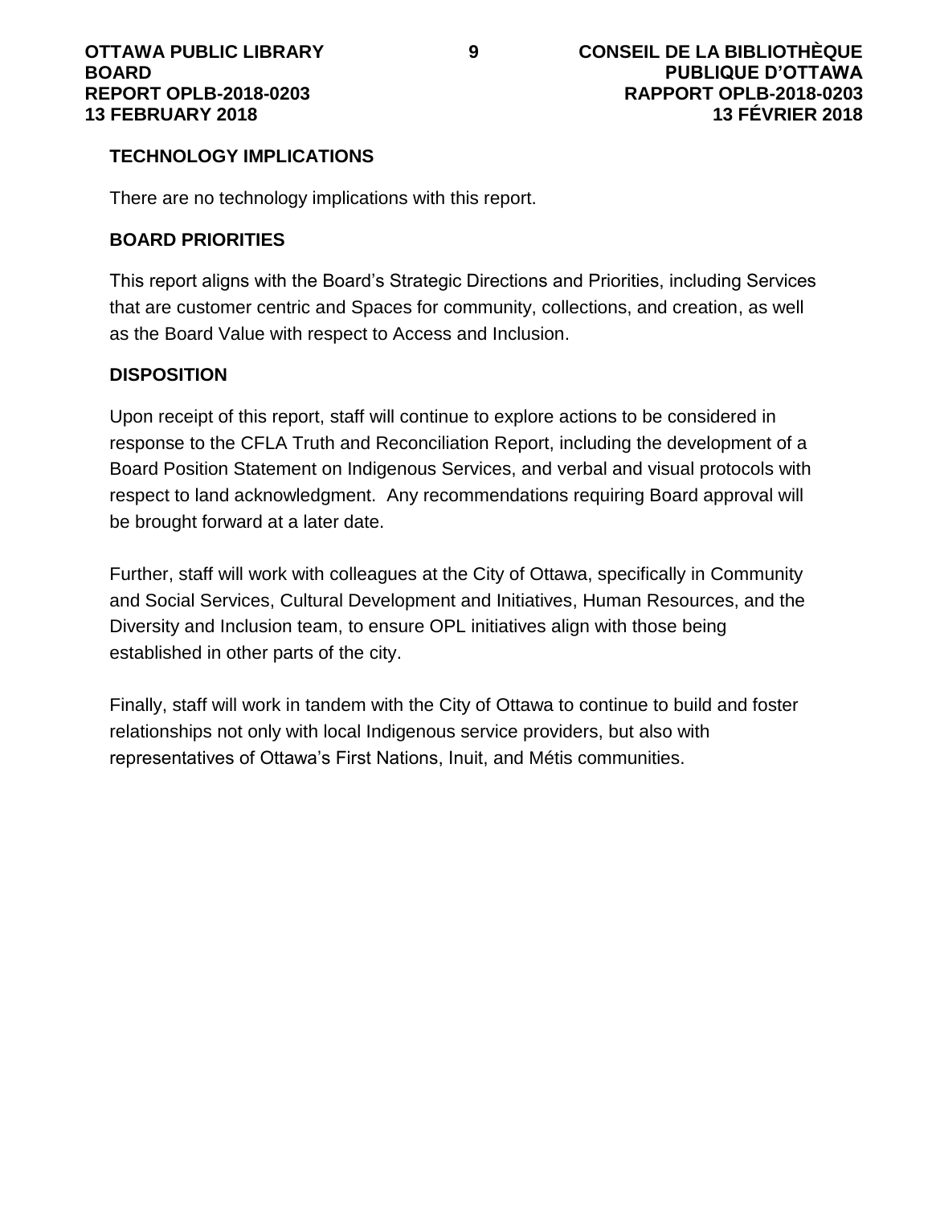**TECHNOLOGY IMPLICATIONS**

There are no technology implications with this report.

**BOARD PRIORITIES**

This report aligns with the Board's Strategic Directions and Priorities, including Services that are customer centric and Spaces for community, collections, and creation, as well as the Board Value with respect to Access and Inclusion.

**DISPOSITION**

Upon receipt of this report, staff will continue to explore actions to be considered in response to the CFLA Truth and Reconciliation Report, including the development of a Board Position Statement on Indigenous Services, and verbal and visual protocols with respect to land acknowledgment. Any recommendations requiring Board approval will be brought forward at a later date.

Further, staff will work with colleagues at the City of Ottawa, specifically in Community and Social Services, Cultural Development and Initiatives, Human Resources, and the Diversity and Inclusion team, to ensure OPL initiatives align with those being established in other parts of the city.

Finally, staff will work in tandem with the City of Ottawa to continue to build and foster relationships not only with local Indigenous service providers, but also with representatives of Ottawa's First Nations, Inuit, and Métis communities.